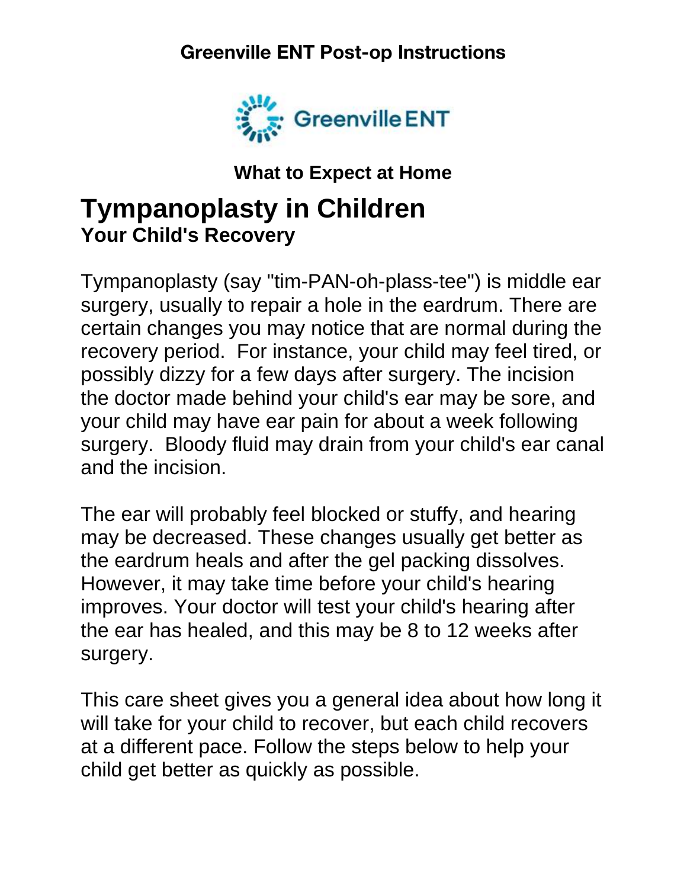**Greenville ENT Post-op Instructions**

Greenville ENT

**What to Expect at Home**

# Tympanoplasty in Children

## Your Child's Recovery

Tympanoplasty (say "tim-PAN-oh-plass-tee") is middle ear surgery, usually to repair a hole in the eardrum. There are certain changes you may notice that are normal during the recovery period. For instance, your child may feel tired, or possibly dizzy for a few days after surgery. The incision the doctor made behind your child's ear may be sore, and your child may have ear pain for about a week following surgery. Bloody fluid may drain from your child's ear canal and the incision.

The ear will probably feel blocked or stuffy, and hearing may be decreased. These changes usually get better as the eardrum heals and after the gel packing dissolves. However, it may take time before your child's hearing improves. Your doctor will test your child's hearing after the ear has healed, and this may be 8 to 12 weeks after surgery.

This care sheet gives you a general idea about how long it will take for your child to recover, but each child recovers at a different pace. Follow the steps below to help your child get better as quickly as possible.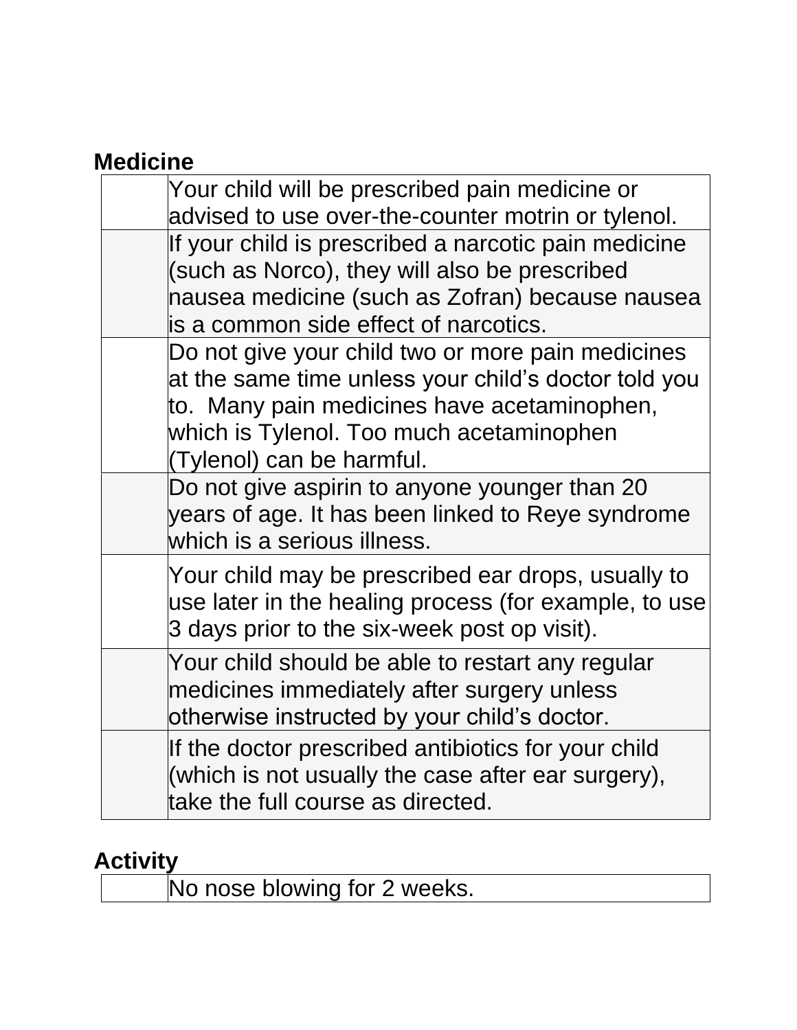**Medicine**

| | |
|---|---|
| | Your child will be prescribed pain medicine or advised to use over-the-counter motrin or tylenol. |
| | If your child is prescribed a narcotic pain medicine (such as Norco), they will also be prescribed nausea medicine (such as Zofran) because nausea is a common side effect of narcotics. |
| | Do not give your child two or more pain medicines at the same time unless your child's doctor told you to. Many pain medicines have acetaminophen, which is Tylenol. Too much acetaminophen (Tylenol) can be harmful. |
| | Do not give aspirin to anyone younger than 20 years of age. It has been linked to Reye syndrome which is a serious illness. |
| | Your child may be prescribed ear drops, usually to use later in the healing process (for example, to use 3 days prior to the six-week post op visit). |
| | Your child should be able to restart any regular medicines immediately after surgery unless otherwise instructed by your child's doctor. |
| | If the doctor prescribed antibiotics for your child (which is not usually the case after ear surgery), take the full course as directed. |

**Activity**

| | |
|---|---|
| | No nose blowing for 2 weeks. |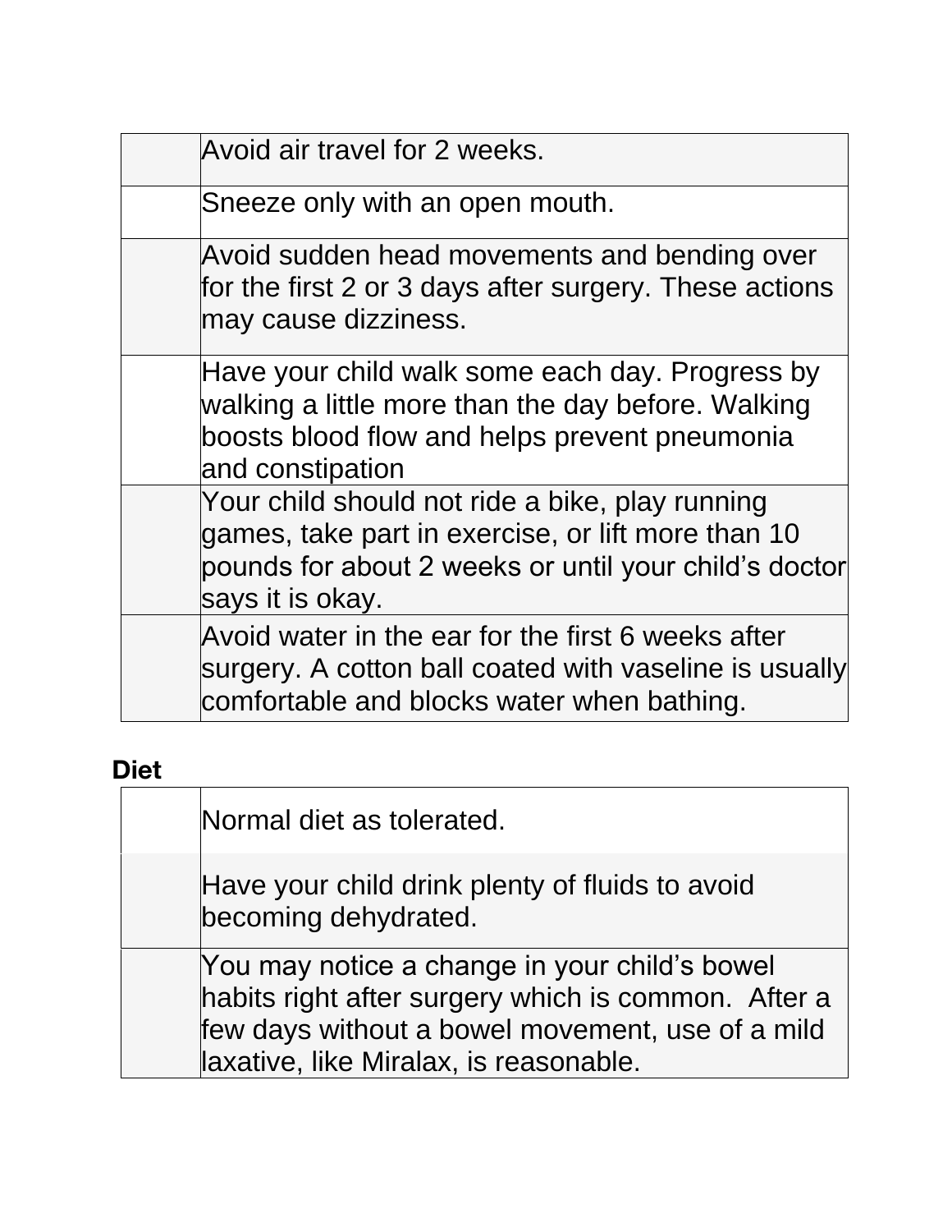| | |
|---|---|
| | Avoid air travel for 2 weeks. |
| | Sneeze only with an open mouth. |
| | Avoid sudden head movements and bending over for the first 2 or 3 days after surgery. These actions may cause dizziness. |
| | Have your child walk some each day. Progress by walking a little more than the day before. Walking boosts blood flow and helps prevent pneumonia and constipation |
| | Your child should not ride a bike, play running games, take part in exercise, or lift more than 10 pounds for about 2 weeks or until your child's doctor says it is okay. |
| | Avoid water in the ear for the first 6 weeks after surgery. A cotton ball coated with vaseline is usually comfortable and blocks water when bathing. |

**Diet**

| | |
|---|---|
| | Normal diet as tolerated. |
| | Have your child drink plenty of fluids to avoid becoming dehydrated. |
| | You may notice a change in your child's bowel habits right after surgery which is common. After a few days without a bowel movement, use of a mild laxative, like Miralax, is reasonable. |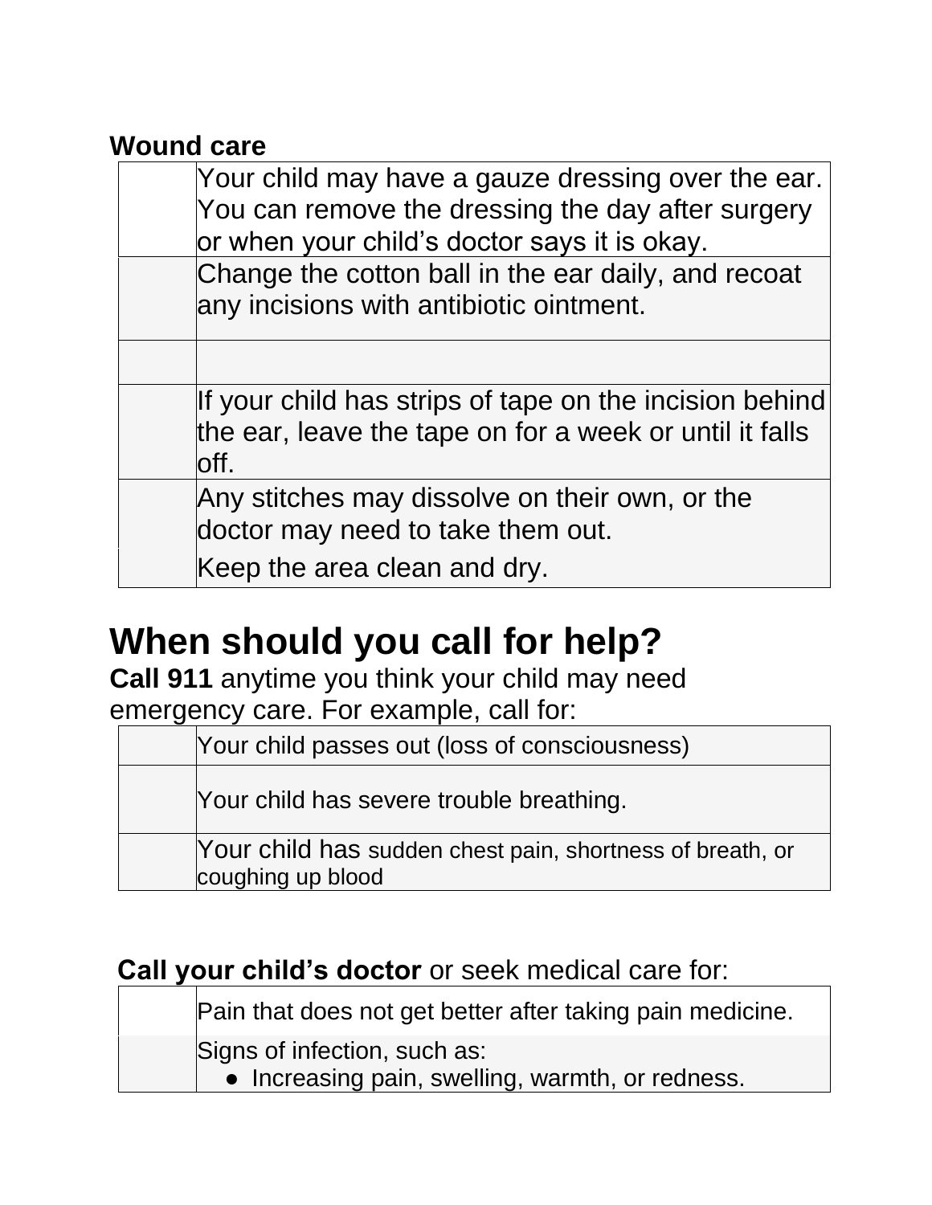**Wound care**

| | |
|---|---|
| | Your child may have a gauze dressing over the ear. You can remove the dressing the day after surgery or when your child's doctor says it is okay. |
| | Change the cotton ball in the ear daily, and recoat any incisions with antibiotic ointment. |
| | |
| | If your child has strips of tape on the incision behind the ear, leave the tape on for a week or until it falls off. |
| | Any stitches may dissolve on their own, or the doctor may need to take them out. Keep the area clean and dry. |

# When should you call for help?

**Call 911** anytime you think your child may need emergency care. For example, call for:

| | |
|---|---|
| | Your child passes out (loss of consciousness) |
| | Your child has severe trouble breathing. |
| | Your child has sudden chest pain, shortness of breath, or coughing up blood |

**Call your child's doctor** or seek medical care for:

| | |
|---|---|
| | Pain that does not get better after taking pain medicine. |
| | Signs of infection, such as:<br>● Increasing pain, swelling, warmth, or redness. |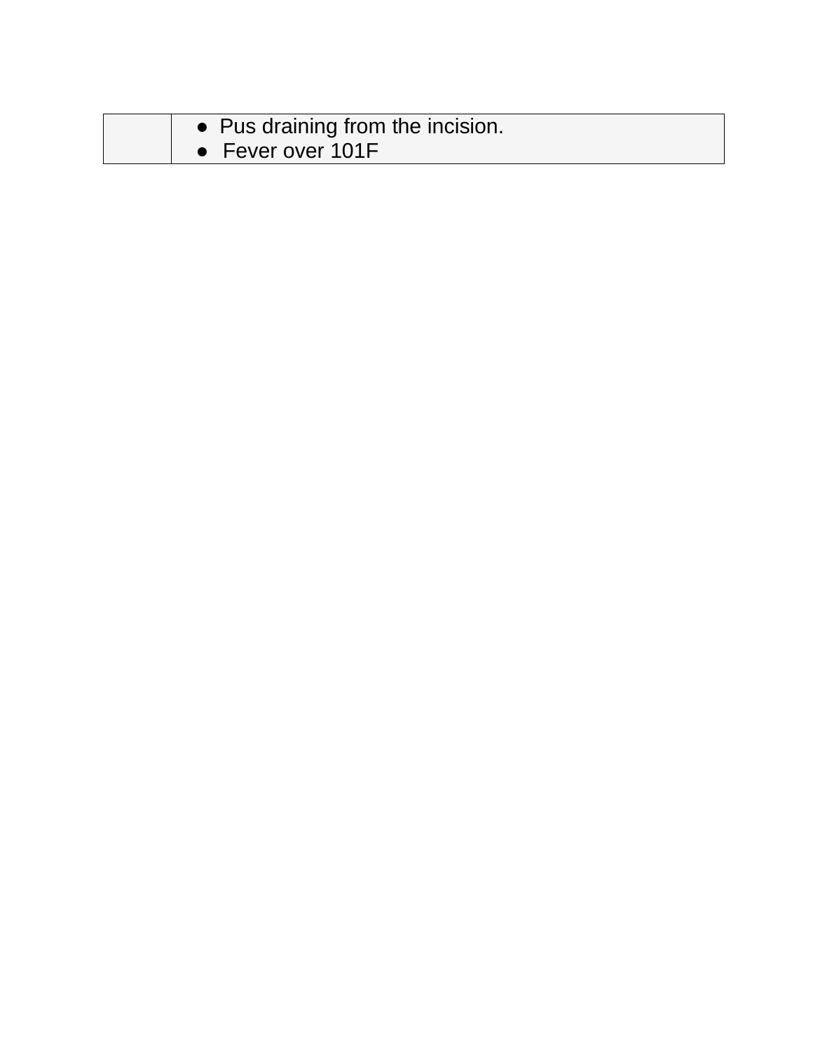| | |
|---|---|
| | • Pus draining from the incision.<br>• Fever over 101F |